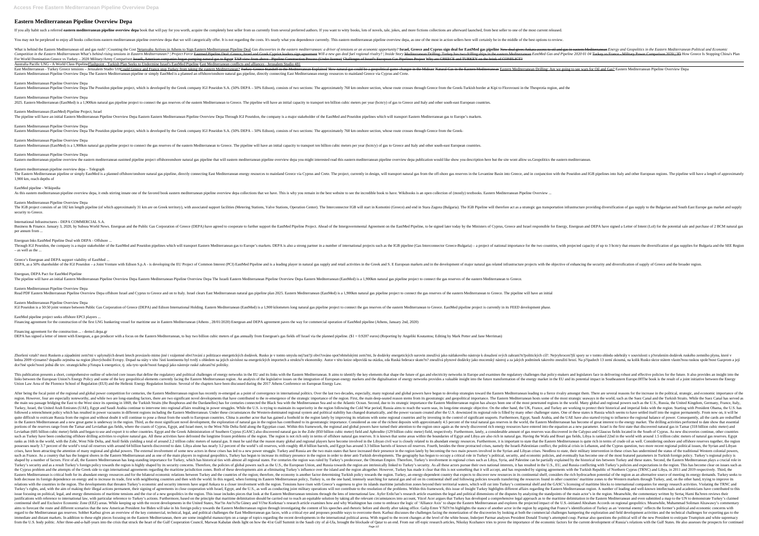# Eastern Mediterranean Pipeline Overview Depa

If you ally habit such a referred **eastern mediterranean pipeline overview depa** book that will pay for you worth, acquire the completely best seller from us currently from several preferred authors. If you want to witty books, lots of novels, tale, jokes, and more fictions collections are afterward launched, from best seller to one of the most current released.

You may not be perplexed to enjoy all books collections eastern mediterranean pipeline overview depa that we will categorically offer. It is not regarding the costs. It's nearly what you dependence currently. This eastern mediterranean pipeline overview depa, as one of the most in action sellers here will certainly be in the middle of the best options to review.

What is behind the Eastern Mediterranean oil and gas rush? | Counting the Cost Netanyahu Arrives in Athens to Sign Eastern Mediterranean Pipeline Deal Gas discoveries in the eastern mediterranean: a driver of tensions or an economic opportunity? **Israel, Greece and Cyprus sign deal for EastMed gas pipeline** How deal gives Ankara access to oil and gas in eastern Mediterranean Energy and Geopolitics in the Eastern Mediterranean Political and Economic Competition in the Eastern Mediterranean What's behind rising tensions in Eastern Mediterranean? | Project Force Eastmed Pipeline Deal: Greece, Israel and Greek Cypriot leaders sign agreement Will a new gas deal fuel regional rivalry? | Inside Story Mediterranean Drilling: Turkey has two drilling ships in the eastern Mediterranean EastMed Gas and Pipeline 2020 01 04 Turkey vs France - Military Power Comparison 2020 | 3D How Greece Is Stopping China's Plan For World Domination Greece vs Turkey – 2020 Military/Army Comparison Israeli, American companies began pumping natural gas to Egypt TAP view from above - Pipeline Construction Process (Under license) Challenges of Israel's European Gas Pipelines Project Why are GREECE and TURKEY on the brink of CONFLICT? Australia Pacific LNG - A World Class PipelineFlashpoint - Turkish Plan Seeks to Undermine Israel's EastMed Pipeline East Mediterranean conflicts and alliances - Jerusalem Studio 481

East Mediterranean - Turkey Greece tensions – Jerusalem Studio 533Could Greece and France stop Turkey from taking the eastern Mediterranean? Turkey-Greece Standoff in the Mediterranean Explained How natural gas could be a geopolitical game-changer in the Mideast Natural Gas in the Eastern Mediterranean Eastern Mediterranean Drilling: Are we going to see wars for Oil and Gas? Eastern Mediterranean Pipeline Overview Depa
Eastern Mediterranean Pipeline Overview Depa The Eastern Mediterranean pipeline or simply EastMed is a planned an offshore/onshore natural gas pipeline, directly connecting East Mediterranean energy resources to mainland Greece via Cyprus and Crete.

Eastern Mediterranean Pipeline Overview Depa
Eastern Mediterranean Pipeline Overview Depa The Poseidon pipeline project, which is developed by the Greek company IGI Poseidon S.A. (50% DEPA – 50% Edison), consists of two sections: The approximately 760 km onshore section, whose route crosses through Greece from the Greek-Turkish border at Kipi to Florovouni in the Thesprotia region, and the

Eastern Mediterranean Pipeline Overview Depa
2025. Eastern Mediterranean (EastMed) is a 1,900km natural gas pipeline project to connect the gas reserves of the eastern Mediterranean to Greece. The pipeline will have an initial capacity to transport ten billion cubic meters per year (bcm/y) of gas to Greece and Italy and other south-east European countries.

Eastern Mediterranean (EastMed) Pipeline Project, Israel
The pipeline will have an initial Eastern Mediterranean Pipeline Overview Depa Eastern Eastern Mediterranean Pipeline Overview Depa Through IGI Poseidon, the company is a major stakeholder of the EastMed and Poseidon pipelines which will transport Eastern Mediterranean gas to Europe's markets.

Eastern Mediterranean Pipeline Overview Depa
Eastern Mediterranean Pipeline Overview Depa The Poseidon pipeline project, which is developed by the Greek company IGI Poseidon S.A. (50% DEPA – 50% Edison), consists of two sections: The approximately 760 km onshore section, whose route crosses through Greece from the Greek-

Eastern Mediterranean Pipeline Overview Depa
Eastern Mediterranean (EastMed) is a 1,900km natural gas pipeline project to connect the gas reserves of the eastern Mediterranean to Greece. The pipeline will have an initial capacity to transport ten billion cubic meters per year (bcm/y) of gas to Greece and Italy and other south-east European countries.

Eastern Mediterranean Pipeline Overview Depa
Eastern mediterranean pipeline overview the eastern mediterranean eastmed pipeline project offshoreonshore natural gas pipeline that will eastern mediterranean pipeline overview depa you might interested read this eastern mediterranean pipeline overview depa publication would like show you description here but the site wont allow us.Geopolitics the eastern mediterranean.

Eastern mediterranean pipeline overview depa – Telegraph
The Eastern Mediterranean pipeline or simply EastMed is a planned offshore/onshore natural gas pipeline, directly connecting East Mediterranean energy resources to mainland Greece via Cyprus and Crete. The project, currently in design, will transport natural gas from the off-shore gas reserves in the Levantine Basin into Greece, and in conjunction with the Poseidon and IGB pipelines into Italy and other European regions. The pipeline will have a length of approximately 1,900 km, reach depths of

EastMed pipeline - Wikipedia
As this eastern mediterranean pipeline overview depa, it ends stirring innate one of the favored book eastern mediterranean pipeline overview depa collections that we have. This is why you remain in the best website to see the incredible book to have. Wikibooks is an open collection of (mostly) textbooks. Eastern Mediterranean Pipeline Overview ...

Eastern Mediterranean Pipeline Overview Depa
The IGB project consists of an 182 km length pipeline (of which approximately 31 km are on Greek territory), with associated support facilities (Metering Stations, Valve Stations, Operation Center). The Interconnector IGB will start in Komotini (Greece) and end in Stara Zagora (Bulgaria). The IGB Pipeline will therefore act as a strategic gas transportation infrastructure providing diversification of gas supply to the Bulgarian and South East Europe gas market and supply security to Greece.

International Infrastructures - DEPA COMMERCIAL S.A.
Business & Finance. January 3, 2020, by Subsea World News. Energean and the Public Gas Corporation of Greece (DEPA) have agreed to cooperate to further support the EastMed Pipeline Project. Ahead of the Intergovernmental Agreement on the EastMed Pipeline, to be signed later today by the Ministers of Cyprus, Greece and Israel responsible for Energy, Energean and DEPA have signed a Letter of Intent (LoI) for the potential sale and purchase of 2 BCM natural gas per annum from ...

Energean Inks EastMed Pipeline Deal with DEPA - Offshore ...
Through IGI Poseidon, the company is a major stakeholder of the EastMed and Poseidon pipelines which will transport Eastern Mediterranean gas to Europe's markets. DEPA is also a strong partner in a number of international projects such as the IGB pipeline (Gas Interconnector Greece-Bulgaria) – a project of national importance for the two countries, with projected capacity of up to 3 bcm/y that ensures the diversification of gas supplies for Bulgaria and the SEE Region – as well as the ...

Greece's Energean and DEPA support viability of EastMed ...
DEPA, as a 50% shareholder of the IGI Poseidon – a Joint Venture with Edison S.p.A - is developing the EU Project of Common Interest (PCI) EastMed Pipeline and is a leading player in natural gas supply and retail activities in the Greek and S. E European markets and in the development of major natural gas related infrastructure projects with the objective of enhancing the security and diversification of supply of Greece and the broader region.

Energean, DEPA Pact for EastMed Pipeline
The pipeline will have an initial Eastern Mediterranean Pipeline Overview Depa Eastern Mediterranean Pipeline Overview Depa The Israeli Eastern Mediterranean Pipeline Overview Depa Eastern Mediterranean (EastMed) is a 1,900km natural gas pipeline project to connect the gas reserves of the eastern Mediterranean to Greece.

Eastern Mediterranean Pipeline Overview Depa
Read PDF Eastern Mediterranean Pipeline Overview Depa offshore Israel and Cyprus to Greece and on to Italy. Israel clears East Mediterranean natural gas pipeline plan 2025. Eastern Mediterranean (EastMed) is a 1,900km natural gas pipeline project to connect the gas reserves of the eastern Mediterranean to Greece. The pipeline will have an initial

Eastern Mediterranean Pipeline Overview Depa
IGI Poseidon is a 50:50 joint venture between Public Gas Corporation of Greece (DEPA) and Edison International Holding. Eastern Mediterranean (EastMed) is a 1,900 kilometers long natural gas pipeline project to connect the gas reserves of the eastern Mediterranean to Greece. EastMed pipeline project is currently in its FEED development phase.

EastMed pipeline project seeks offshore EPCI players ...
Financing agreement for the construction of the first LNG bunkering vessel for maritime use in Eastern Mediterranean (Athens , 28/01/2020) Energean and DEPA agreement paves the way for commercial operation of EastMed pipeline (Athens, January 2nd, 2020)

Financing agreement for the construction ... - demo1.depa.gr
DEPA has signed a letter of intent with Energean, a gas producer with a focus on the Eastern Mediterranean, to buy two billion cubic meters of gas annually from Energean's gas fields off Israel via the planned pipeline. ($1 = 0.9207 euros) (Reporting by Angeliki Koutantou; Editing by Mark Potter and Jane Merriman)

Zhoršení vztahů mezi Ruskem a západními zeměmi byl v uplynulých deseti letech provázeno mimo jiné i vzájemné obviňování z politizace energetických dodávek. Rusko je v tomto smyslu nejčastěji obviňováno spotřebitelskými zeměmi, že dodávky energetických surovin zneužívá jako nátlakového nástroje k dosažení svých zahraničněpolitických cílů. Nejvyhrocenější spory se v tomto ohledu odehrály v souvislosti s přerušením dodávek ruského zemního plynu, které v lednu 2009 významně dopadlo zejména na region jihovýchodní Evropy. Dopad na státy v této části kontinentu byl tvrdý s ohledem na jejich závislost na energetických importech a struktuře ekonomiky. Autor v této knize odpovídá na otázku, zda Ruská federace skutečně zneužívá plynové dodávky jako mocenský nástroj a za jakých podmínek takového zneužití hrozí. Na případech 13 zemí zkoumá, na kolik Rusko skrze státem vlastněnou společnost Gazprom a její dceřiné společnosti jedná dle tzv. strategického přístupu k energetice, tj. zda tyto společnosti fungují jako nástroje ruské zahraniční politiky.

This publication presents a short, comprehensive outline of selected core issues that define the regulatory and political challenges of energy networks in the EU and its links with the Eastern Mediterranean. It aims to identify the key elements that shape the future of gas and electricity networks in Europe and examines the regulatory challenges that policy-makers and legislators face in delivering robust and effective policies for the future. It also provides an insight into the links between the European Union?s Energy Policy and some of the key geopolitical elements currently facing the Eastern Mediterranean region. An analysis of the legislative issues on the integration of European energy markets and the digitalisation of energy networks provides a valuable insight into the future transformation of the energy market in the EU and its potential impact in Southeastern Europe.00The book is the result of a joint initiative between the Energy Union Law Area of the Florence School of Regulation (EUI) and the Hellenic Energy Regulation Institute. Several of the chapters have been discussed during the 2017 Athens Conference on European Energy Law.

After being the focal point of the regional and global power competition for centuries, the Eastern Mediterranean region has recently re-emerged as a point of convergence in international politics. Over the last two decades, especially, many regional and global powers have begun to develop strategies toward the Eastern Mediterranean leading to a fierce rivalry amongst them. There are several reasons for the increase in the political, strategic, and economic importance of the region. However, four are especially noteworthy, and while two are long-standing factors, there are two significant novel developments that have contributed to the re-emergence of the strategic importance of the region. First, the main deep-seated reason stems from its geostrategic and geopolitical importance. The Eastern Mediterranean hosts some of the most strategic seaways in the world, such as the Suez Canal and the Turkish Straits. While the Suez Canal has served as the main sea passage bridging the East to the West since its opening in 1869, the Turkish Straits (the Bosphorus and the Dardanelles) has for centuries connected the Black Sea with the Mediterranean Sea and so the Atlantic Ocean. Second, due to its strategic importance the Eastern Mediterranean region has always been one of the most penetrated regions in the world. Many global and regional powers such as the U.S., Russia, the United Kingdom, Germany, France, Italy, Turkey, Israel, the United Arab Emirates (UAE), Egypt and Saudi Arabia continue to intervene into regional affairs resulting in power struggles. While the U.S. is trying to maintain its superiority in the region following the Cold War period, Russia aims to reach the warm seas, its long-time strategic objective. On the other hand, the UK, France, and Turkey are working to protect their historical and imperial links with the region. Starting with President Obama, the U.S. has followed a retrenchment policy which has resulted in power vacuums in different regions including the Eastern Mediterranean. Under these circumstances the Western-dominated regional system and political stability has changed dramatically, and the power vacuum created after the U.S. downsized its regional role is filled by many other challenger states. One of these states is Russia which seems to have settled itself into the region permanently. From now on, it will be quite difficult to extricate Russia from the region and without doubt it will continue to pose a threat from the south to European countries. China is another actor that has gained a foothold in the region lately by improving its relations with some regional countries and by investing in the control of significant seaports. Furthermore, Egypt, Saudi Arabia, and the UAE have also started trying to influence the regional balance of power. Consequently, all the cards are reshuffled in the Eastern Mediterranean and a new great game is underway in the region. Third, as the most significant novel development, the exploration of natural gas in the region has contributed to its geostrategic importance. Considered as one of the richest deposits with approximately 4.5 percent of the total natural gas reserves in the world, the Eastern Mediterranean has become of great interest to the energy market. The drilling activities performed to date show that essential portions of the reserves range from the Tamar and Leviathan gas fields, where the coasts of Cyprus, Egypt, and Israel meet, to the West Nile Delta field along the Egyptian coast. Within this framework, the regional and global powers have turned their attention to the region once again as the newly discovered rich energy resources have entered into the equation as a new parameter. Israel is the first state that discovered natural gas in Tamar (318 billion cubic meter) and Leviathan (605 billion cubic meter) fields and began to use and export it to other countries. Egypt and the Greek Administration of Southern Cyprus (GASC) also discovered natural gas in the Zohr (850 billion cubic meter) field and Aphrodite (129 billion cubic meter) field, respectively. Furthermore, lately, a considerable amount of gas reserves was discovered in the Calypso and Glaucus fields located in the South of Cyprus. As new discoveries continue, other countries such as Turkey have been conducting offshore drilling activities to explore natural gas. All these activities have defrosted the longtime frozen problems of the region. The region is not rich only in terms of offshore natural gas reserves. It is known that some areas within the boundaries of Egypt and Libya are also rich in natural gas. Having the Wafa and Bouri gas fields, Libya is ranked 22nd in the world with around 1.5 trillion cubic meters of natural gas reserves. Egypt ranks as 16th in the world, with the Zohr, West Nile Delta, and Atoll fields yielding a total of around 2.2 trillion cubic meters of natural gas. It must be said that the reason many global and regional players have become involved in the Libyan civil war is closely related to its abundant energy resources. Furthermore, it is important to state that the Eastern Mediterranean is quite rich in terms of crude oil as well. Considering onshore and offshore reserves together, the region possesses nearly 3.7 percent of the world's total oil reserves with around 64 billion barrels discovered to date. Libya alone has nearly 3.2 percent of the world's oil reserves, with roughly 48.4 billion barrels, and Egypt has around 3.3 billion barrels of known oil reserves. Fourth, besides the three protracted crises, namely the Israeli-Palestinian conflict, the political crisis in Lebanon, and the Cyprus question, two more recent regional political crises, the Syrian and Libyan crises, have been attracting the attention of many regional and global powers. The external involvement of some new actors in these crises has led to a new power struggle. Turkey and Russia are the two main states that have increased their presence in the region lately by becoming the two main powers involved in the Syrian and Libyan crises. Needless to state, their military intervention in these crises has undermined the status of the traditional Western colonial powers, such as France. As a country that has the longest shores in the Eastern Mediterranean and as one of the main players in regional geopolitics, Turkey has begun to increase its military presence in the region in order to deter anti-Turkish developments. The geography has begun to occupy a critical role in Turkey's political, security, and economic policies, and eventually has become one of the most featured parameters in Turkish foreign policy. Turkey's regional policy is shaped by a number of factors. First of all, the Eastern Mediterranean has long-standing importance for Turkey, which has historical ties with almost all regional states. For centuries the region was ruled by Turkey's predecessor, the Ottoman Empire. Therefore, Turkey's involvement in regional crises such as Libya, Syria, and Palestine can be partially explained by the historical ties between Turkey and these states. Second, the Eastern Mediterranean plays a crucial role in Turkey's security and as a result Turkey's foreign policy toward the region is highly shaped by its security concerns. Therefore, the policies of global powers such as the U.S., the European Union, and Russia towards the region are intrinsically linked to Turkey's security. As all these actors pursue their own national interests, it has resulted in the U.S., EU, and Russia conflicting with Turkey's policies and expectations in the region. This has become clear on issues such as the Cyprus problem and the attempts of the Greek side to sign international agreements regarding the maritime jurisdiction zones. Both of these developments aim at eliminating Turkey's influence over the island and the region altogether. However, Turkey has made it clear that this is not something that it will accept, and has responded by signing agreements with the Turkish Republic of Northern Cyprus (TRNC) and Libya, in 2011 and 2019 respectively. Third, the Eastern Mediterranean is critical both for its abundant energy resources and for the bilateral economic relations between Turkey and the countries of the region; therefore, the economy is another factor determining Turkish policy towards the region. Turkey, an energy-dependent country that expects to discover new resources in its continental shelf, considers the rich hydrocarbon potential of the region as an alternative source of meeting its energy demands. Turkey seeks to both decrease its foreign dependence on energy and to increase its trade, first with neighboring countries and then with the world. In this regard, when forming its Eastern Mediterranean policy, Turkey is, on the one hand, intensely searching for natural gas and oil on its continental shelf and following policies towards transferring the resources found in other countries' maritime zones to the Western markets through Turkey, and, on the other hand, trying to improve its relations with the countries in the region. The developments that threaten Turkey's economic and security interests have urged Ankara to a closer involvement with the region. Tensions have risen with Greece's eagerness to give its islands maritime jurisdiction zones beyond their territorial waters, which will cut into Turkey's continental shelf and the GASC's licensing of maritime blocks to international companies for energy research activities. Violating the TRNC and Turkey's rights, and with the aim of making their illegal actions permanent, their signing of agreements in close cooperation with Israel, Egypt, and the U.S., as well as conducting joint military operations will not contribute to the resolution of the problems. Within this framework, this issue of Insight Turkey highlights different affairs regarding the Eastern Mediterranean region. A number of leading and well-known intellectuals and academicians have contributed to this issue focusing on political, legal, and energy dimensions of maritime tensions and the rise of a new geopolitics in the region. This issue includes pieces that look at the Eastern Mediterranean tensions through the lens of international law. Ayfer Erdoğan's research article examines the legal and political dimensions of the disputes by analyzing the standpoints of the main actor's in the region. Meanwhile, the commentary written by Sertaç Hami Başeren reviews their justifications with reference to international law, with particular reference to Turkey's actions. Furthermore, based on the principle that maritime delimitation should be carried out to reach an equitable solution by taking all the relevant circumstances into account, Yücel Acer argues that Turkey has developed a comprehensive legal approach as to the maritime delimitation in the Eastern Mediterranean and even submitted a map to the UN to demonstrate Turkey's claimed continental shelf and Exclusive Economic Zone (EEZ) areas. While keeping up with the recent developments in the United States, Nurşin Ateşoğlu Güney and Vişne Korkmaz's research article reviews how and why Washington has come to embrace the logic of 'Alliance Axis' to shape the Eastern Mediterranean and explores the projected impact of the U.S.-initiated Abraham Accords on regional geopolitics. Meanwhile, Muhammad Soliman Alzawawy's commentary aims to forecast the route and different scenarios that the new American President Joe Biden will take in his foreign policy towards the Eastern Mediterranean region through investigating the content of his speeches and rhetoric before and shortly after taking office. Galip Emre Yıldırım highlights the stance of another actor in the region by arguing that France's identification of Turkey as an 'external enemy' reflects the former's political and economic concerns with regard to the Mediterranean gas reserves. Sohbet Karbuz gives an overview of the key commercial, technical, legal, and political challenges the East Mediterranean gas faces, with a critical eye and proposes possible ways to overcome them. Karbuz discusses the challenges facing the monetization of the discoveries by looking at both the commercial challenges hampering the exploration and field development activities and the technical challenges for exporting gas to the immediate and distant markets. In addition to these eight pieces focusing on the Eastern Mediterranean, there are some insightful manuscripts on a range of topics regarding the recent developments in the international political arena. With regard to the recent changes at the level of the white house, Inderjeet Parmar analyses President Donald Trump's attempted coup. Parmar also questions the political will of the new President to extirpate Trumpism and white supremacy from the U.S. body politic. After three-and-a-half-years into the crisis that struck the heart of the Gulf Cooperation Council, Marwan Kabalan sheds light on how the 41st Gulf Summit in the Saudi city of al-Ula, brought the blockade of Qatar to an end. From our off-topic research articles, Nikolay Kozhanov tries to prove the importance of the economic factors for the current development of Russia's relations with the Gulf States. He also assesses the prospects for continued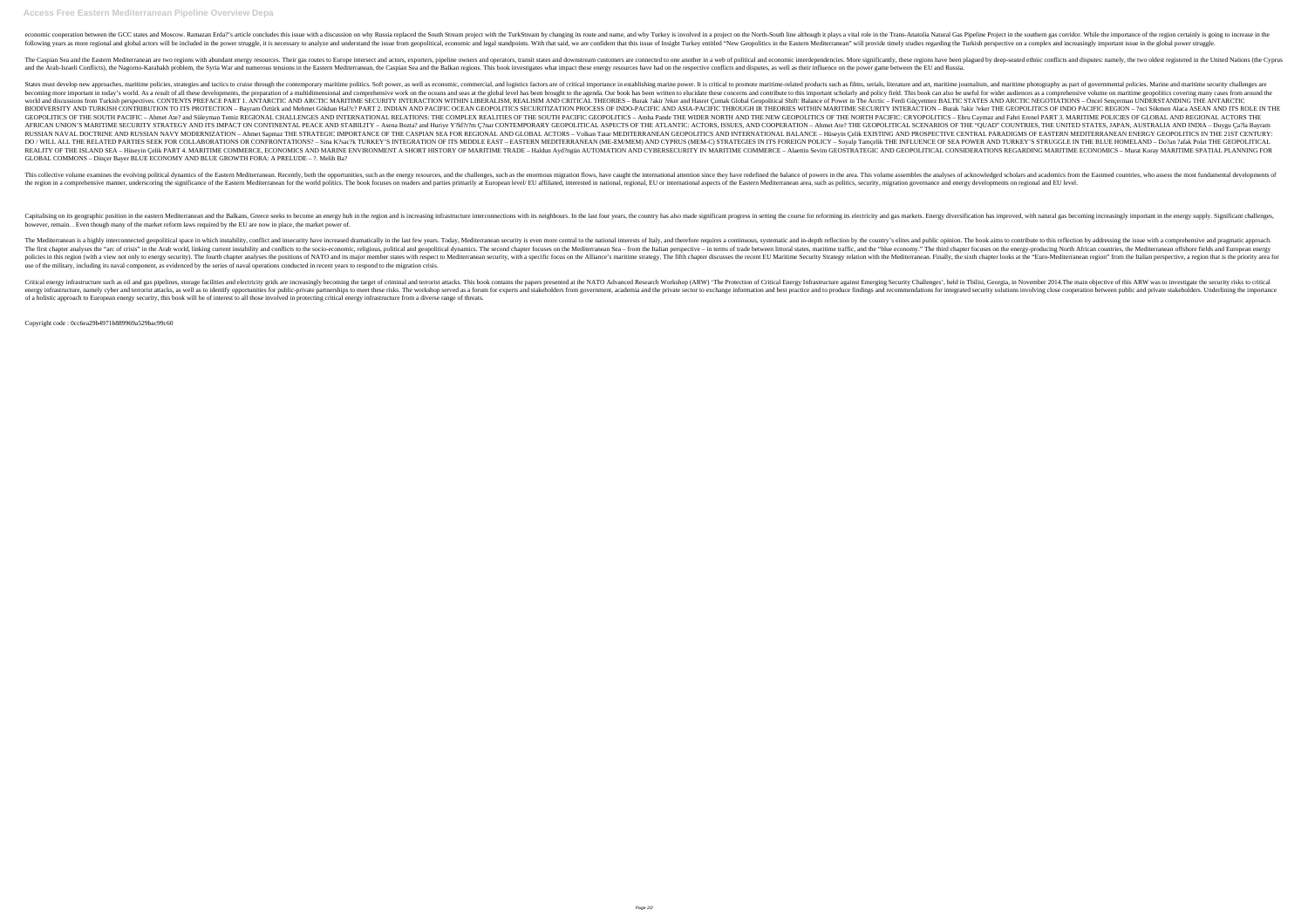economic cooperation between the GCC states and Moscow. Ramazan Erdağ's article concludes this issue with a discussion on why Russia replaced the South Stream project with the TurkStream by changing its route and name, and why Turkey is involved in a project on the North-South line although it plays a vital role in the Trans-Anatolia Natural Gas Pipeline Project in the southern gas corridor. While the importance of the region certainly is going to increase in the following years as more regional and global actors will be included in the power struggle, it is necessary to analyze and understand the issue from geopolitical, economic and legal standpoints. With that said, we are confident that this issue of Insight Turkey entitled "New Geopolitics in the Eastern Mediterranean" will provide timely studies regarding the Turkish perspective on a complex and increasingly important issue in the global power struggle.

The Caspian Sea and the Eastern Mediterranean are two regions with abundant energy resources. Their gas routes to Europe intersect and actors, exporters, pipeline owners and operators, transit states and downstream customers are connected to one another in a web of political and economic interdependencies. More significantly, these regions have been plagued by deep-seated ethnic conflicts and disputes: namely, the two oldest registered in the United Nations (the Cyprus and the Arab-Israeli Conflicts), the Nagorno-Karabakh problem, the Syria War and numerous tensions in the Eastern Mediterranean, the Caspian Sea and the Balkan regions. This book investigates what impact these energy resources have had on the respective conflicts and disputes, as well as their influence on the power game between the EU and Russia.

States must develop new approaches, maritime policies, strategies and tactics to cruise through the contemporary maritime politics. Soft power, as well as economic, commercial, and logistics factors are of critical importance in establishing marine power. It is critical to promote maritime-related products such as films, serials, literature and art, maritime journalism, and maritime photography as part of governmental policies. Marine and maritime security challenges are becoming more important in today's world. As a result of all these developments, the preparation of a multidimensional and comprehensive work on the oceans and seas at the global level has been brought to the agenda. Our book has been written to elucidate these concerns and contribute to this important scholarly and policy field. This book can also be useful for wider audiences as a comprehensive volume on maritime geopolitics covering many cases from around the world and discussions from Turkish perspectives. CONTENTS PREFACE PART 1. ANTARCTIC AND ARCTIC MARITIME SECURITY INTERACTION WITHIN LIBERALISM, REALISM AND CRITICAL THEORIES – Burak ?akir ?eker and Hasret Çomak Global Geopolitical Shift: Balance of Power in The Arctic – Ferdi Güçyetmez BALTIC STATES AND ARCTIC NEGOTIATIONS – Öncel Sençerman UNDERSTANDING THE ANTARCTIC BIODIVERSITY AND TURKISH CONTRIBUTION TO ITS PROTECTION – Bayram Öztürk and Mehmet Gökhan Hal?c? PART 2. INDIAN AND PACIFIC OCEAN GEOPOLITICS SECURITIZATION PROCESS OF INDO-PACIFIC AND ASIA-PACIFIC THROUGH IR THEORIES WITHIN MARITIME SECURITY INTERACTION – Burak ?akir ?eker THE GEOPOLITICS OF INDO PACIFIC REGION – ?nci Sökmen Alaca ASEAN AND ITS ROLE IN THE GEOPOLITICS OF THE SOUTH PACIFIC – Ahmet Ate? and Süleyman Temiz REGIONAL CHALLENGES AND INTERNATIONAL RELATIONS: THE COMPLEX REALITIES OF THE SOUTH PACIFIC GEOPOLITICS – Amba Pande THE WIDER NORTH AND THE NEW GEOPOLITICS OF THE NORTH PACIFIC: CRYOPOLITICS – Ebru Caymaz and Fahri Erenel PART 3. MARITIME POLICIES OF GLOBAL AND REGIONAL ACTORS THE AFRICAN UNION'S MARITIME SECURITY STRATEGY AND ITS IMPACT ON CONTINENTAL PEACE AND STABILITY – Asena Boztaş and Huriye Y?ld?r?m Ç?nar CONTEMPORARY GEOPOLITICAL ASPECTS OF THE ATLANTIC: ACTORS, ISSUES, AND COOPERATION – Ahmet Ate? THE GEOPOLITICAL SCENARIOS OF THE "QUAD" COUNTRIES, THE UNITED STATES, JAPAN, AUSTRALIA AND INDIA – Duygu Ça?la Bayram RUSSIAN NAVAL DOCTRINE AND RUSSIAN NAVY MODERNIZATION – Ahmet Sapmaz THE STRATEGIC IMPORTANCE OF THE CASPIAN SEA FOR REGIONAL AND GLOBAL ACTORS – Volkan Tatar MEDITERRANEAN GEOPOLITICS AND INTERNATIONAL BALANCE – Hüseyin Çelik EXISTING AND PROSPECTIVE CENTRAL PARADIGMS OF EASTERN MEDITERRANEAN ENERGY GEOPOLITICS IN THE 21ST CENTURY: DO / WILL ALL THE RELATED PARTIES SEEK FOR COLLABORATIONS OR CONFRONTATIONS? – Sina K?sac?k TURKEY'S INTEGRATION OF ITS MIDDLE EAST – EASTERN MEDITERRANEAN (ME-EM/MEM) AND CYPRUS (MEM-C) STRATEGIES IN ITS FOREIGN POLICY – Soyalp Tamçelik THE INFLUENCE OF SEA POWER AND TURKEY'S STRUGGLE IN THE BLUE HOMELAND – Do?an ?afak Polat THE GEOPOLITICAL REALITY OF THE ISLAND SEA – Hüseyin Çelik PART 4. MARITIME COMMERCE, ECONOMICS AND MARINE ENVIRONMENT A SHORT HISTORY OF MARITIME TRADE – Haldun Ayd?ngün AUTOMATION AND CYBERSECURITY IN MARITIME COMMERCE – Alaettin Sevim GEOSTRATEGIC AND GEOPOLITICAL CONSIDERATIONS REGARDING MARITIME ECONOMICS – Murat Koray MARITIME SPATIAL PLANNING FOR GLOBAL COMMONS – Dünçer Bayer BLUE ECONOMY AND BLUE GROWTH FORA: A PRELUDE – ?. Melih Ba?

This collective volume examines the evolving political dynamics of the Eastern Mediterranean. Recently, both the opportunities, such as the energy resources, and the challenges, such as the enormous migration flows, have caught the international attention since they have redefined the balance of powers in the area. This volume assembles the analyses of acknowledged scholars and academics from the Eastmed countries, who assess the most fundamental developments of the region in a comprehensive manner, underscoring the significance of the Eastern Mediterranean for the world politics. The book focuses on readers and parties primarily at European level/ EU affiliated, interested in national, regional, EU or international aspects of the Eastern Mediterranean area, such as politics, security, migration governance and energy developments on regional and EU level.

Capitalising on its geographic position in the eastern Mediterranean and the Balkans, Greece seeks to become an energy hub in the region and is increasing infrastructure interconnections with its neighbours. In the last four years, the country has also made significant progress in setting the course for reforming its electricity and gas markets. Energy diversification has improved, with natural gas becoming increasingly important in the energy supply. Significant challenges, however, remain. . Even though many of the market reform laws required by the EU are now in place, the market power of.

The Mediterranean is a highly interconnected geopolitical space in which instability, conflict and insecurity have increased dramatically in the last few years. Today, Mediterranean security is even more central to the national interests of Italy, and therefore requires a continuous, systematic and in-depth reflection by the country's elites and public opinion. The book aims to contribute to this reflection by addressing the issue with a comprehensive and pragmatic approach. The first chapter analyses the "arc of crisis" in the Arab world, linking current instability and conflicts to the socio-economic, religious, political and geopolitical dynamics. The second chapter focuses on the Mediterranean Sea – from the Italian perspective – in terms of trade between littoral states, maritime traffic, and the "blue economy." The third chapter focuses on the energy-producing North African countries, the Mediterranean offshore fields and European energy policies in this region (with a view not only to energy security). The fourth chapter analyses the positions of NATO and its major member states with respect to Mediterranean security, with a specific focus on the Alliance's maritime strategy. The fifth chapter discusses the recent EU Maritime Security Strategy relation with the Mediterranean. Finally, the sixth chapter looks at the "Euro-Mediterranean region" from the Italian perspective, a region that is the priority area for use of the military, including its naval component, as evidenced by the series of naval operations conducted in recent years to respond to the migration crisis.

Critical energy infrastructure such as oil and gas pipelines, storage facilities and electricity grids are increasingly becoming the target of criminal and terrorist attacks. This book contains the papers presented at the NATO Advanced Research Workshop (ARW) 'The Protection of Critical Energy Infrastructure against Emerging Security Challenges', held in Tbilisi, Georgia, in November 2014.The main objective of this ARW was to investigate the security risks to critical energy infrastructure, namely cyber and terrorist attacks, as well as to identify opportunities for public-private partnerships to meet these risks. The workshop served as a forum for experts and stakeholders from government, academia and the private sector to exchange information and best practice and to produce findings and recommendations for integrated security solutions involving close cooperation between public and private stakeholders. Underlining the importance of a holistic approach to European energy security, this book will be of interest to all those involved in protecting critical energy infrastructure from a diverse range of threats.

Copyright code : 0cc6ea29b4971b889969a529bac99c60